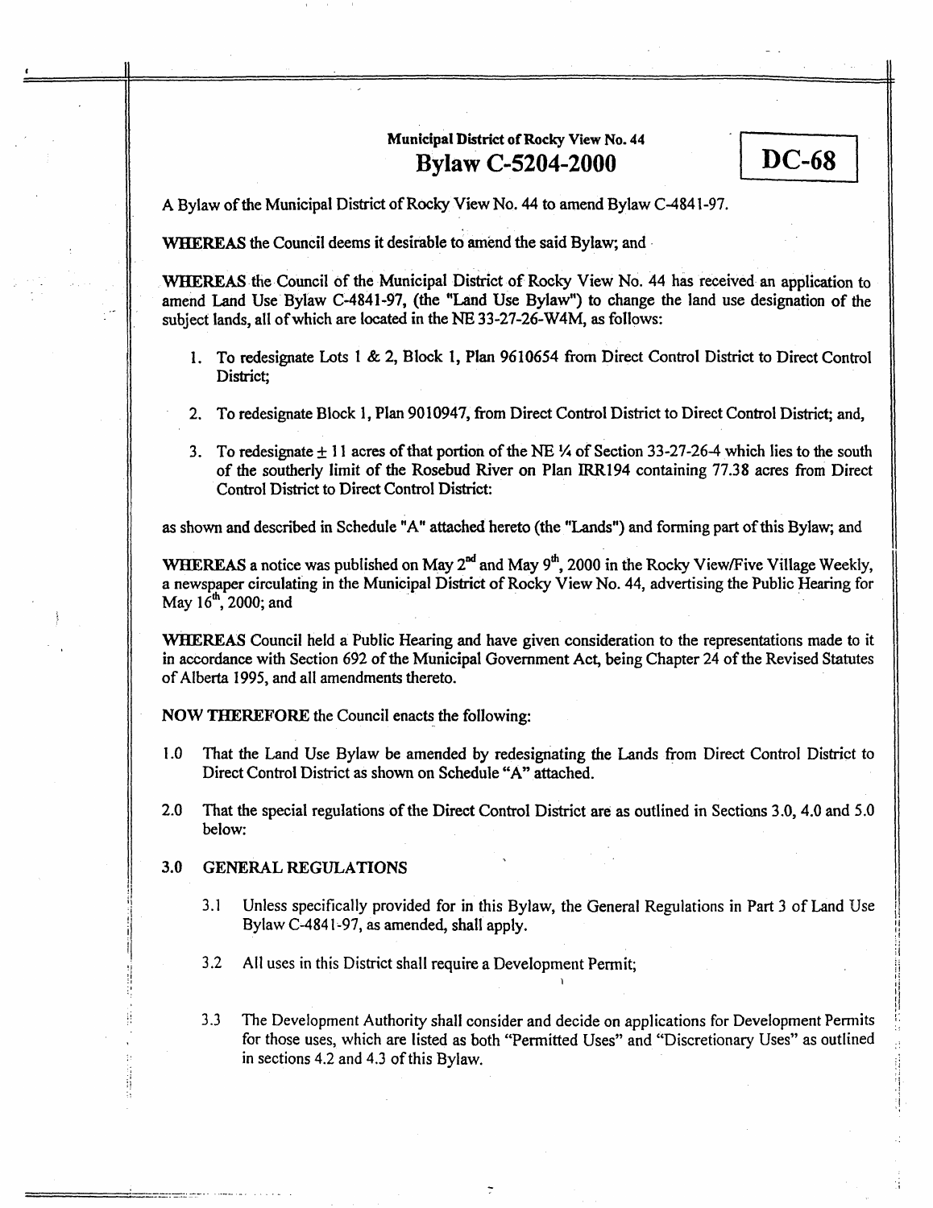**Municipal District of Rocky View No. 44**

# Bylaw C-5204-2000

**DC-68**

A Bylaw of the Municipal District of Rocky View No. 44 to amend Bylaw C-4841-97.

**WHEREAS** the Council deems it desirable to amend the said Bylaw; and

**WHEREAS** the Council of the Municipal District of Rocky View No. 44 has received an application to amend Land Use Bylaw C-4841-97, (the "Land Use Bylaw") to change the land use designation of the subject lands, all of which are located in the NE 33-27-26-W4M, as follows:

1. To redesignate Lots 1 & 2, Block 1, Plan 9610654 from Direct Control District to Direct Control District;
2. To redesignate Block 1, Plan 9010947, from Direct Control District to Direct Control District; and,
3. To redesignate ± 11 acres of that portion of the NE ¼ of Section 33-27-26-4 which lies to the south of the southerly limit of the Rosebud River on Plan IRR194 containing 77.38 acres from Direct Control District to Direct Control District:

as shown and described in Schedule "A" attached hereto (the "Lands") and forming part of this Bylaw; and

**WHEREAS** a notice was published on May 2nd and May 9th, 2000 in the Rocky View/Five Village Weekly, a newspaper circulating in the Municipal District of Rocky View No. 44, advertising the Public Hearing for May 16th, 2000; and

**WHEREAS** Council held a Public Hearing and have given consideration to the representations made to it in accordance with Section 692 of the Municipal Government Act, being Chapter 24 of the Revised Statutes of Alberta 1995, and all amendments thereto.

**NOW THEREFORE** the Council enacts the following:

1.0 That the Land Use Bylaw be amended by redesignating the Lands from Direct Control District to Direct Control District as shown on Schedule "A" attached.

2.0 That the special regulations of the Direct Control District are as outlined in Sections 3.0, 4.0 and 5.0 below:

## 3.0 GENERAL REGULATIONS

3.1 Unless specifically provided for in this Bylaw, the General Regulations in Part 3 of Land Use Bylaw C-4841-97, as amended, shall apply.

3.2 All uses in this District shall require a Development Permit;

3.3 The Development Authority shall consider and decide on applications for Development Permits for those uses, which are listed as both "Permitted Uses" and "Discretionary Uses" as outlined in sections 4.2 and 4.3 of this Bylaw.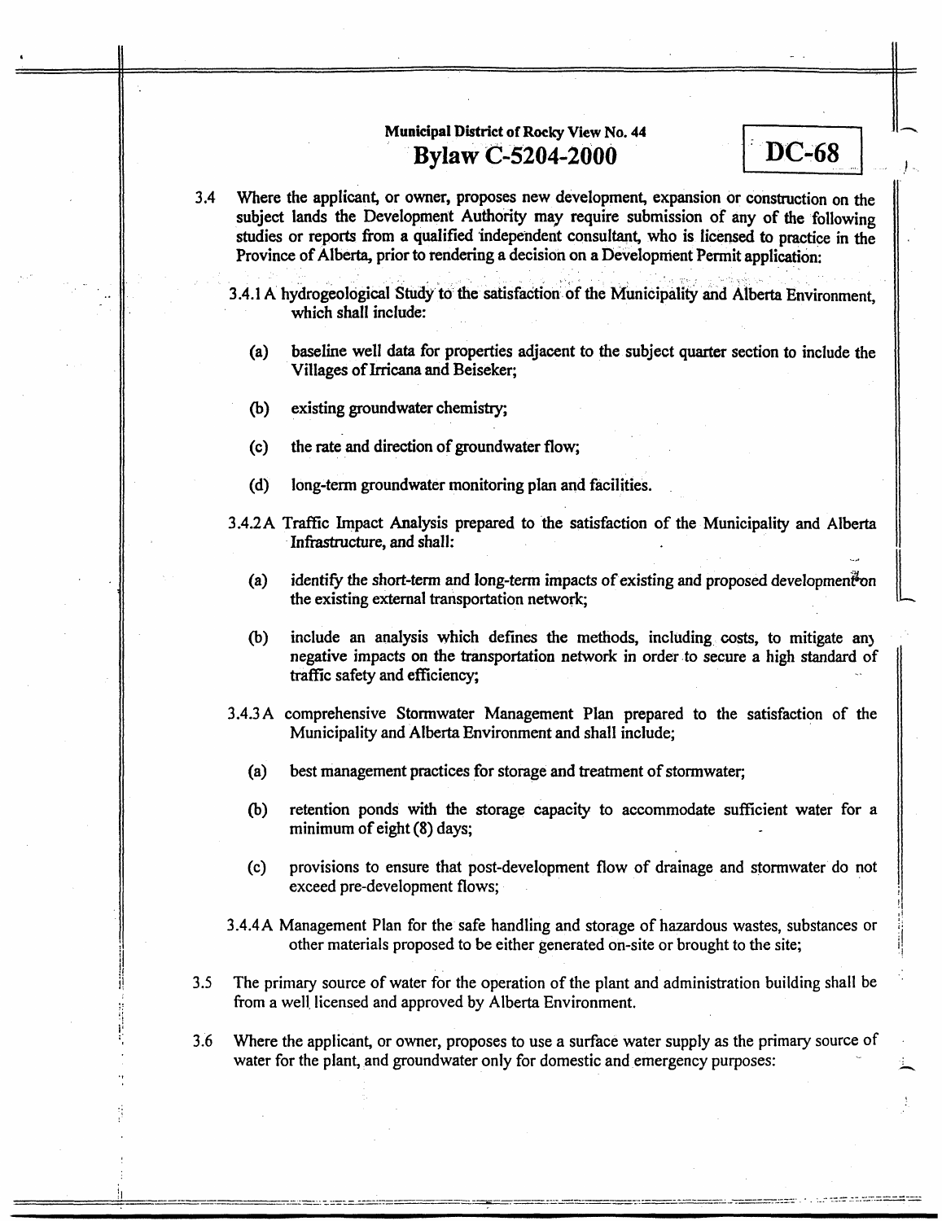Municipal District of Rocky View No. 44

**Bylaw C-5204-2000**

**DC-68**

3.4 Where the applicant, or owner, proposes new development, expansion or construction on the subject lands the Development Authority may require submission of any of the following studies or reports from a qualified independent consultant, who is licensed to practice in the Province of Alberta, prior to rendering a decision on a Development Permit application:

3.4.1 A hydrogeological Study to the satisfaction of the Municipality and Alberta Environment, which shall include:

(a) baseline well data for properties adjacent to the subject quarter section to include the Villages of Irricana and Beiseker;

(b) existing groundwater chemistry;

(c) the rate and direction of groundwater flow;

(d) long-term groundwater monitoring plan and facilities.

3.4.2 A Traffic Impact Analysis prepared to the satisfaction of the Municipality and Alberta Infrastructure, and shall:

(a) identify the short-term and long-term impacts of existing and proposed development on the existing external transportation network;

(b) include an analysis which defines the methods, including costs, to mitigate any negative impacts on the transportation network in order to secure a high standard of traffic safety and efficiency;

3.4.3 A comprehensive Stormwater Management Plan prepared to the satisfaction of the Municipality and Alberta Environment and shall include;

(a) best management practices for storage and treatment of stormwater;

(b) retention ponds with the storage capacity to accommodate sufficient water for a minimum of eight (8) days;

(c) provisions to ensure that post-development flow of drainage and stormwater do not exceed pre-development flows;

3.4.4 A Management Plan for the safe handling and storage of hazardous wastes, substances or other materials proposed to be either generated on-site or brought to the site;

3.5 The primary source of water for the operation of the plant and administration building shall be from a well licensed and approved by Alberta Environment.

3.6 Where the applicant, or owner, proposes to use a surface water supply as the primary source of water for the plant, and groundwater only for domestic and emergency purposes: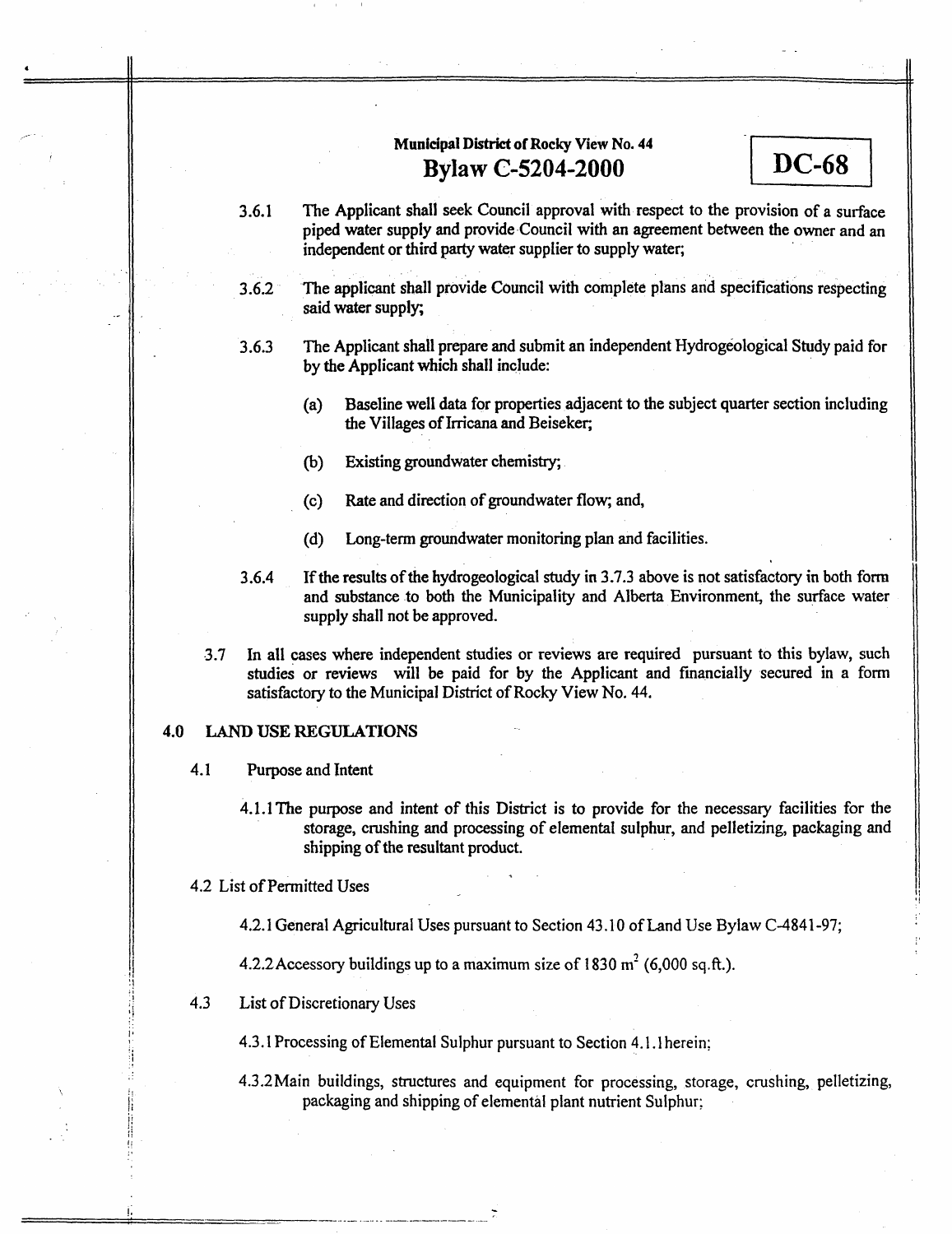3.6.1 The Applicant shall seek Council approval with respect to the provision of a surface piped water supply and provide Council with an agreement between the owner and an independent or third party water supplier to supply water;

3.6.2 The applicant shall provide Council with complete plans and specifications respecting said water supply;

3.6.3 The Applicant shall prepare and submit an independent Hydrogeological Study paid for by the Applicant which shall include:

(a) Baseline well data for properties adjacent to the subject quarter section including the Villages of Irricana and Beiseker;

(b) Existing groundwater chemistry;

(c) Rate and direction of groundwater flow; and,

(d) Long-term groundwater monitoring plan and facilities.

3.6.4 If the results of the hydrogeological study in 3.7.3 above is not satisfactory in both form and substance to both the Municipality and Alberta Environment, the surface water supply shall not be approved.

3.7 In all cases where independent studies or reviews are required pursuant to this bylaw, such studies or reviews will be paid for by the Applicant and financially secured in a form satisfactory to the Municipal District of Rocky View No. 44.

## 4.0 LAND USE REGULATIONS

### 4.1 Purpose and Intent

4.1.1 The purpose and intent of this District is to provide for the necessary facilities for the storage, crushing and processing of elemental sulphur, and pelletizing, packaging and shipping of the resultant product.

### 4.2 List of Permitted Uses

4.2.1 General Agricultural Uses pursuant to Section 43.10 of Land Use Bylaw C-4841-97;

4.2.2 Accessory buildings up to a maximum size of 1830 $m^2$ (6,000 sq.ft.).

### 4.3 List of Discretionary Uses

4.3.1 Processing of Elemental Sulphur pursuant to Section 4.1.1 herein;

4.3.2 Main buildings, structures and equipment for processing, storage, crushing, pelletizing, packaging and shipping of elemental plant nutrient Sulphur;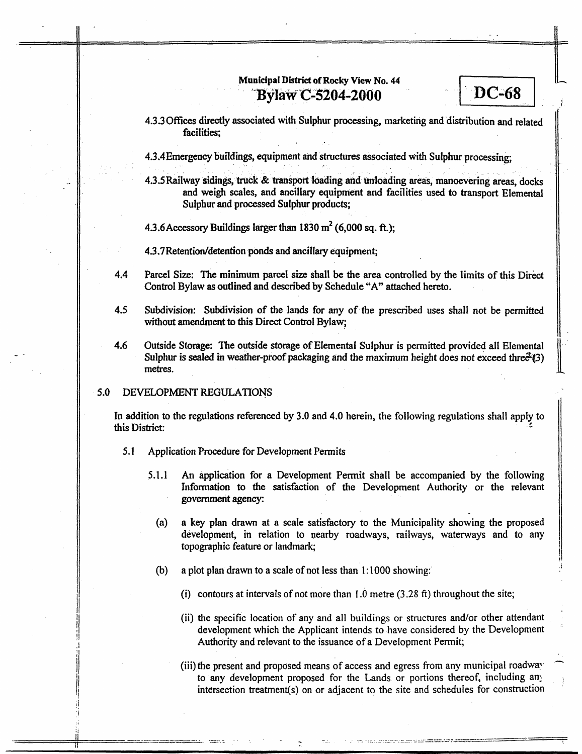4.3.3 Offices directly associated with Sulphur processing, marketing and distribution and related facilities;

4.3.4 Emergency buildings, equipment and structures associated with Sulphur processing;

4.3.5 Railway sidings, truck & transport loading and unloading areas, manoevering areas, docks and weigh scales, and ancillary equipment and facilities used to transport Elemental Sulphur and processed Sulphur products;

4.3.6 Accessory Buildings larger than 1830 $m^2$ (6,000 sq. ft.);

4.3.7 Retention/detention ponds and ancillary equipment;

4.4 Parcel Size: The minimum parcel size shall be the area controlled by the limits of this Direct Control Bylaw as outlined and described by Schedule "A" attached hereto.

4.5 Subdivision: Subdivision of the lands for any of the prescribed uses shall not be permitted without amendment to this Direct Control Bylaw;

4.6 Outside Storage: The outside storage of Elemental Sulphur is permitted provided all Elemental Sulphur is sealed in weather-proof packaging and the maximum height does not exceed three (3) metres.

## 5.0 DEVELOPMENT REGULATIONS

In addition to the regulations referenced by 3.0 and 4.0 herein, the following regulations shall apply to this District:

5.1 Application Procedure for Development Permits

5.1.1 An application for a Development Permit shall be accompanied by the following Information to the satisfaction of the Development Authority or the relevant government agency:

(a) a key plan drawn at a scale satisfactory to the Municipality showing the proposed development, in relation to nearby roadways, railways, waterways and to any topographic feature or landmark;

(b) a plot plan drawn to a scale of not less than 1:1000 showing:

(i) contours at intervals of not more than 1.0 metre (3.28 ft) throughout the site;

(ii) the specific location of any and all buildings or structures and/or other attendant development which the Applicant intends to have considered by the Development Authority and relevant to the issuance of a Development Permit;

(iii) the present and proposed means of access and egress from any municipal roadway to any development proposed for the Lands or portions thereof, including any intersection treatment(s) on or adjacent to the site and schedules for construction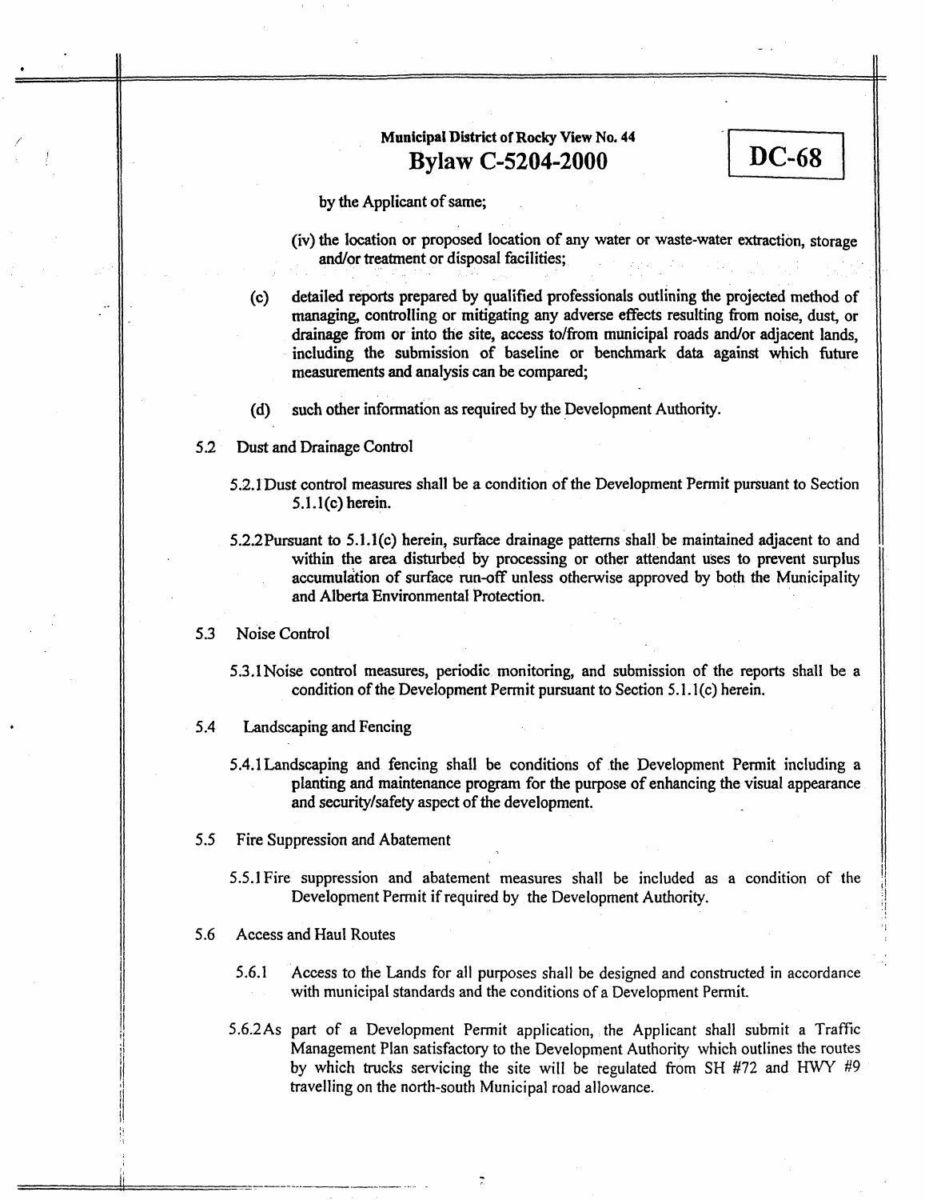by the Applicant of same;

(iv) the location or proposed location of any water or waste-water extraction, storage and/or treatment or disposal facilities;

(c) detailed reports prepared by qualified professionals outlining the projected method of managing, controlling or mitigating any adverse effects resulting from noise, dust, or drainage from or into the site, access to/from municipal roads and/or adjacent lands, including the submission of baseline or benchmark data against which future measurements and analysis can be compared;

(d) such other information as required by the Development Authority.

5.2 Dust and Drainage Control

5.2.1 Dust control measures shall be a condition of the Development Permit pursuant to Section 5.1.1(c) herein.

5.2.2 Pursuant to 5.1.1(c) herein, surface drainage patterns shall be maintained adjacent to and within the area disturbed by processing or other attendant uses to prevent surplus accumulation of surface run-off unless otherwise approved by both the Municipality and Alberta Environmental Protection.

5.3 Noise Control

5.3.1 Noise control measures, periodic monitoring, and submission of the reports shall be a condition of the Development Permit pursuant to Section 5.1.1(c) herein.

5.4 Landscaping and Fencing

5.4.1 Landscaping and fencing shall be conditions of the Development Permit including a planting and maintenance program for the purpose of enhancing the visual appearance and security/safety aspect of the development.

5.5 Fire Suppression and Abatement

5.5.1 Fire suppression and abatement measures shall be included as a condition of the Development Permit if required by the Development Authority.

5.6 Access and Haul Routes

5.6.1 Access to the Lands for all purposes shall be designed and constructed in accordance with municipal standards and the conditions of a Development Permit.

5.6.2 As part of a Development Permit application, the Applicant shall submit a Traffic Management Plan satisfactory to the Development Authority which outlines the routes by which trucks servicing the site will be regulated from SH #72 and HWY #9 travelling on the north-south Municipal road allowance.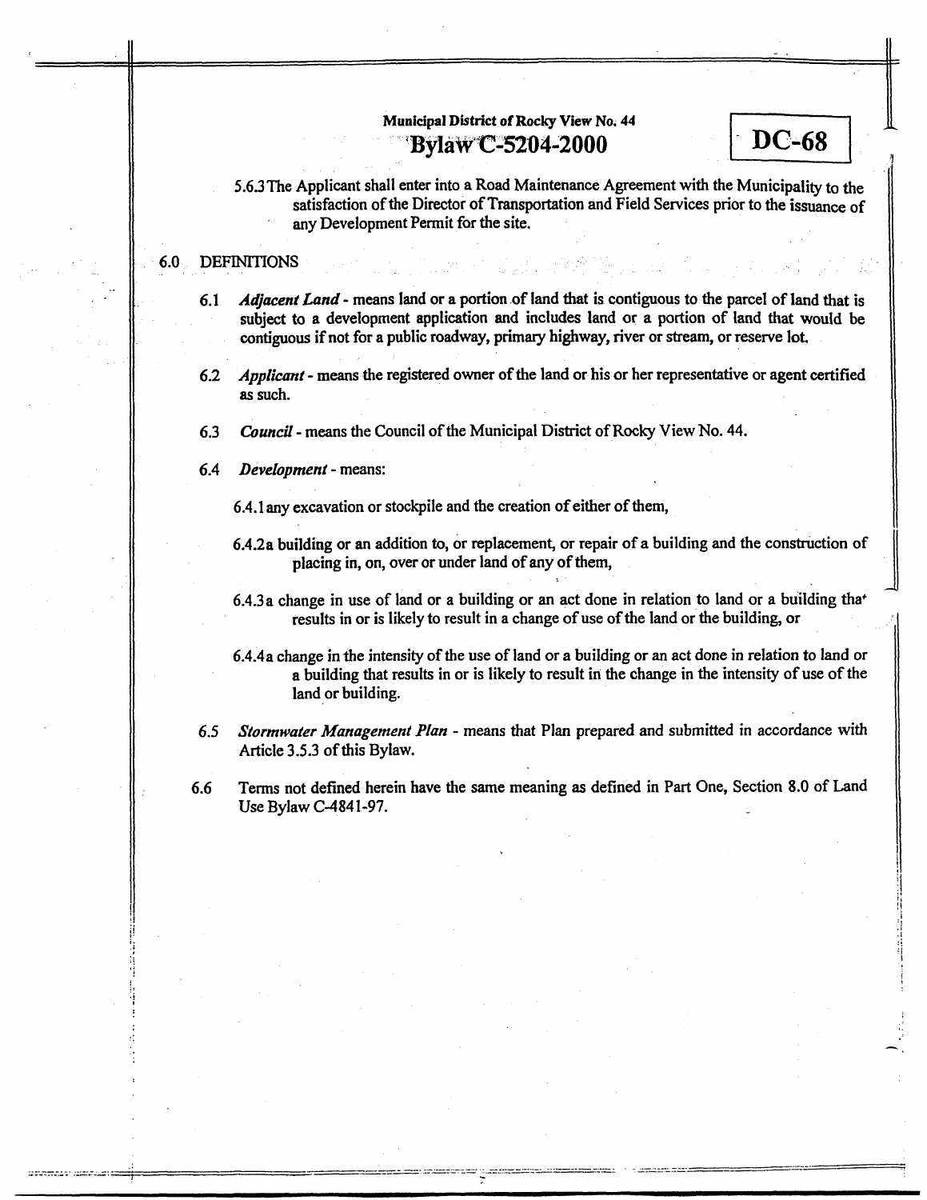5.6.3 The Applicant shall enter into a Road Maintenance Agreement with the Municipality to the satisfaction of the Director of Transportation and Field Services prior to the issuance of any Development Permit for the site.

## 6.0 DEFINITIONS

6.1 *Adjacent Land* - means land or a portion of land that is contiguous to the parcel of land that is subject to a development application and includes land or a portion of land that would be contiguous if not for a public roadway, primary highway, river or stream, or reserve lot.

6.2 *Applicant* - means the registered owner of the land or his or her representative or agent certified as such.

6.3 *Council* - means the Council of the Municipal District of Rocky View No. 44.

6.4 *Development* - means:

6.4.1 any excavation or stockpile and the creation of either of them,

6.4.2 a building or an addition to, or replacement, or repair of a building and the construction of placing in, on, over or under land of any of them,

6.4.3 a change in use of land or a building or an act done in relation to land or a building that results in or is likely to result in a change of use of the land or the building, or

6.4.4 a change in the intensity of the use of land or a building or an act done in relation to land or a building that results in or is likely to result in the change in the intensity of use of the land or building.

6.5 *Stormwater Management Plan* - means that Plan prepared and submitted in accordance with Article 3.5.3 of this Bylaw.

6.6 Terms not defined herein have the same meaning as defined in Part One, Section 8.0 of Land Use Bylaw C-4841-97.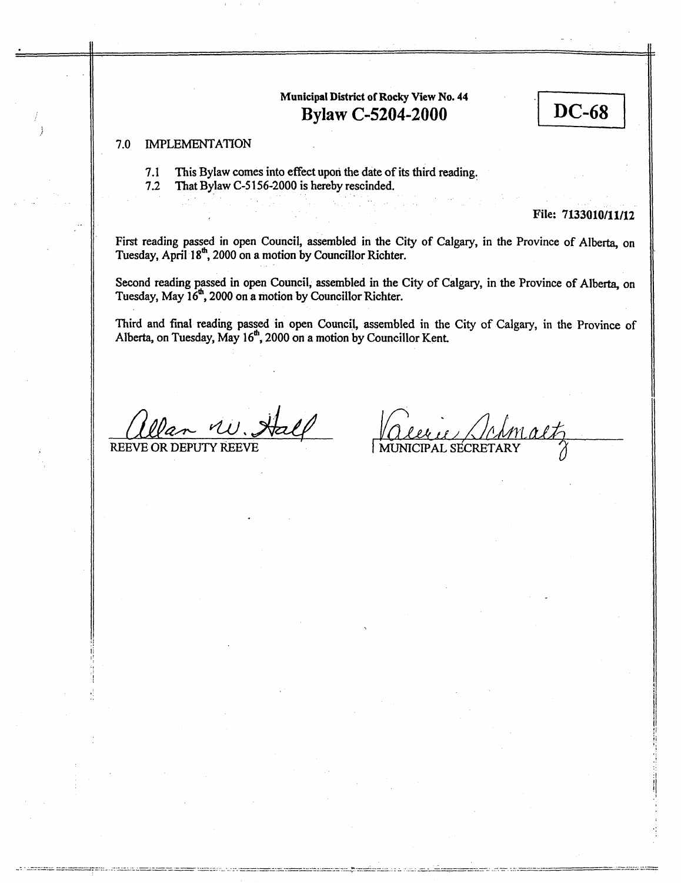**Municipal District of Rocky View No. 44**

## Bylaw C-5204-2000

**DC-68**

7.0 IMPLEMENTATION

7.1 This Bylaw comes into effect upon the date of its third reading.

7.2 That Bylaw C-5156-2000 is hereby rescinded.

**File: 7133010/11/12**

First reading passed in open Council, assembled in the City of Calgary, in the Province of Alberta, on Tuesday, April 18th, 2000 on a motion by Councillor Richter.

Second reading passed in open Council, assembled in the City of Calgary, in the Province of Alberta, on Tuesday, May 16th, 2000 on a motion by Councillor Richter.

Third and final reading passed in open Council, assembled in the City of Calgary, in the Province of Alberta, on Tuesday, May 16th, 2000 on a motion by Councillor Kent.

Allan W. Hall
REEVE OR DEPUTY REEVE

Valerie Schmaltz
MUNICIPAL SECRETARY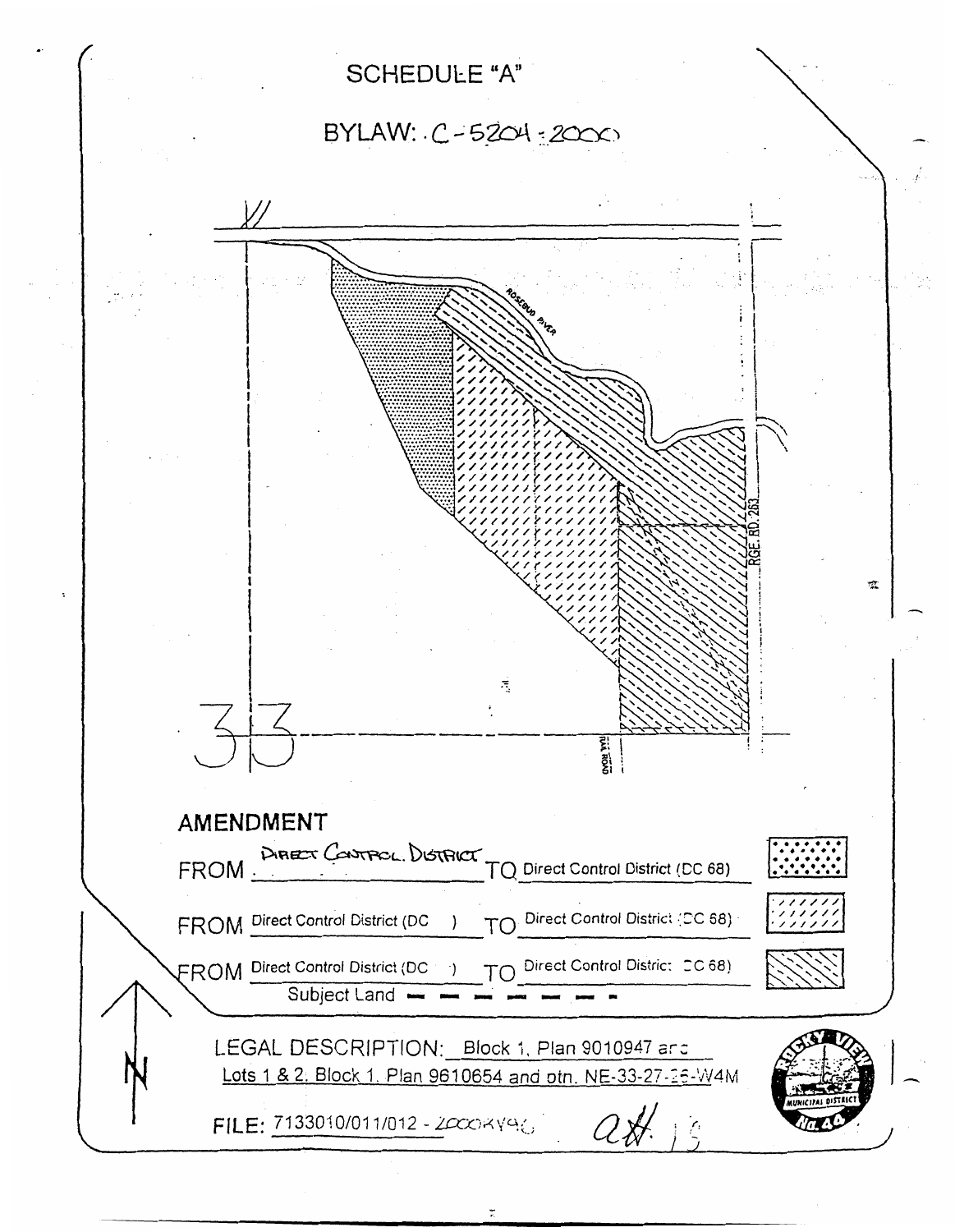# SCHEDULE "A"

## BYLAW: C-5204-2000

ROSEBUD RIVER

RGE. RD. 263

TAR ROAD

33

## AMENDMENT

FROM Direct Control District TO Direct Control District (DC 68)

FROM Direct Control District (DC ) TO Direct Control District (DC 68)

FROM Direct Control District (DC ) TO Direct Control District (DC 68)

Subject Land — — — — — — —

LEGAL DESCRIPTION: Block 1, Plan 9010947 and Lots 1 & 2, Block 1, Plan 9610654 and ptn. NE-33-27-26-W4M

FILE: 7133010/011/012 - 2000-RV-96

att. 15

ROCKY VIEW MUNICIPAL DISTRICT No. 44